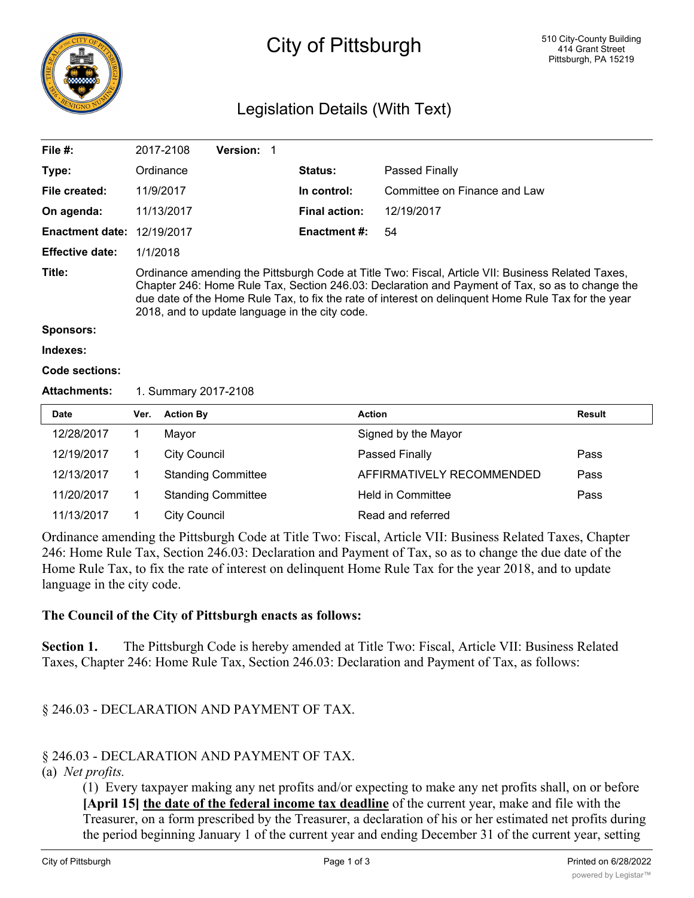# City of Pittsburgh

510 City-County Building
414 Grant Street
Pittsburgh, PA 15219

## Legislation Details (With Text)

| | | | |
|---|---|---|---|
| **File #:** | 2017-2108 **Version:** 1 | | |
| **Type:** | Ordinance | **Status:** | Passed Finally |
| **File created:** | 11/9/2017 | **In control:** | Committee on Finance and Law |
| **On agenda:** | 11/13/2017 | **Final action:** | 12/19/2017 |
| **Enactment date:** | 12/19/2017 | **Enactment #:** | 54 |
| **Effective date:** | 1/1/2018 | | |

**Title:** Ordinance amending the Pittsburgh Code at Title Two: Fiscal, Article VII: Business Related Taxes, Chapter 246: Home Rule Tax, Section 246.03: Declaration and Payment of Tax, so as to change the due date of the Home Rule Tax, to fix the rate of interest on delinquent Home Rule Tax for the year 2018, and to update language in the city code.

**Sponsors:**

**Indexes:**

**Code sections:**

**Attachments:** 1. Summary 2017-2108

| Date | Ver. | Action By | Action | Result |
|---|---|---|---|---|
| 12/28/2017 | 1 | Mayor | Signed by the Mayor | |
| 12/19/2017 | 1 | City Council | Passed Finally | Pass |
| 12/13/2017 | 1 | Standing Committee | AFFIRMATIVELY RECOMMENDED | Pass |
| 11/20/2017 | 1 | Standing Committee | Held in Committee | Pass |
| 11/13/2017 | 1 | City Council | Read and referred | |

Ordinance amending the Pittsburgh Code at Title Two: Fiscal, Article VII: Business Related Taxes, Chapter 246: Home Rule Tax, Section 246.03: Declaration and Payment of Tax, so as to change the due date of the Home Rule Tax, to fix the rate of interest on delinquent Home Rule Tax for the year 2018, and to update language in the city code.

**The Council of the City of Pittsburgh enacts as follows:**

**Section 1.** The Pittsburgh Code is hereby amended at Title Two: Fiscal, Article VII: Business Related Taxes, Chapter 246: Home Rule Tax, Section 246.03: Declaration and Payment of Tax, as follows:

§ 246.03 - DECLARATION AND PAYMENT OF TAX.

§ 246.03 - DECLARATION AND PAYMENT OF TAX.

(a) *Net profits.*

(1) Every taxpayer making any net profits and/or expecting to make any net profits shall, on or before **[April 15]** <u>**the date of the federal income tax deadline**</u> of the current year, make and file with the Treasurer, on a form prescribed by the Treasurer, a declaration of his or her estimated net profits during the period beginning January 1 of the current year and ending December 31 of the current year, setting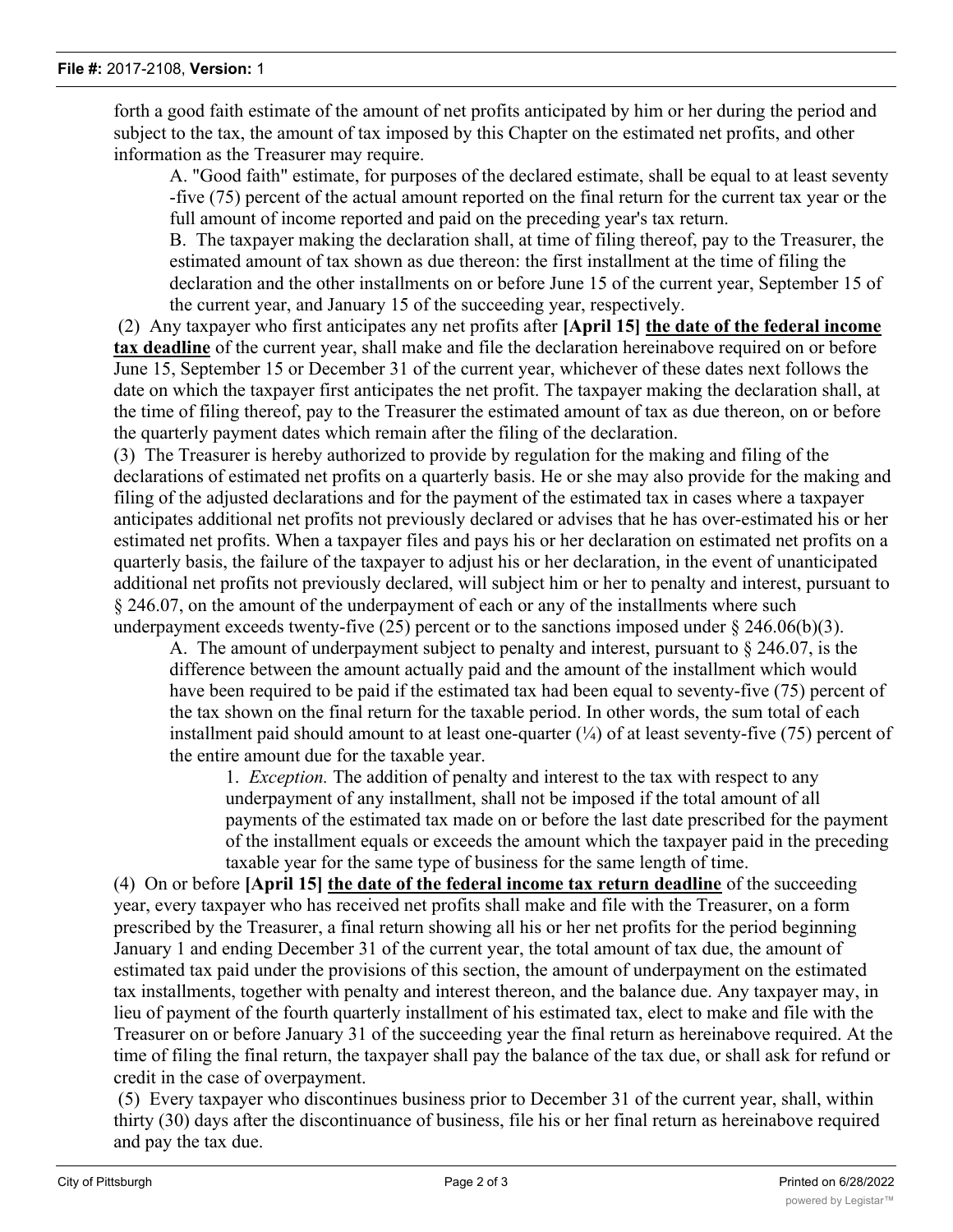forth a good faith estimate of the amount of net profits anticipated by him or her during the period and subject to the tax, the amount of tax imposed by this Chapter on the estimated net profits, and other information as the Treasurer may require.

A. "Good faith" estimate, for purposes of the declared estimate, shall be equal to at least seventy-five (75) percent of the actual amount reported on the final return for the current tax year or the full amount of income reported and paid on the preceding year's tax return.

B. The taxpayer making the declaration shall, at time of filing thereof, pay to the Treasurer, the estimated amount of tax shown as due thereon: the first installment at the time of filing the declaration and the other installments on or before June 15 of the current year, September 15 of the current year, and January 15 of the succeeding year, respectively.

(2) Any taxpayer who first anticipates any net profits after **[April 15]** **<u>the date of the federal income tax deadline</u>** of the current year, shall make and file the declaration hereinabove required on or before June 15, September 15 or December 31 of the current year, whichever of these dates next follows the date on which the taxpayer first anticipates the net profit. The taxpayer making the declaration shall, at the time of filing thereof, pay to the Treasurer the estimated amount of tax as due thereon, on or before the quarterly payment dates which remain after the filing of the declaration.

(3) The Treasurer is hereby authorized to provide by regulation for the making and filing of the declarations of estimated net profits on a quarterly basis. He or she may also provide for the making and filing of the adjusted declarations and for the payment of the estimated tax in cases where a taxpayer anticipates additional net profits not previously declared or advises that he has over-estimated his or her estimated net profits. When a taxpayer files and pays his or her declaration on estimated net profits on a quarterly basis, the failure of the taxpayer to adjust his or her declaration, in the event of unanticipated additional net profits not previously declared, will subject him or her to penalty and interest, pursuant to § 246.07, on the amount of the underpayment of each or any of the installments where such underpayment exceeds twenty-five (25) percent or to the sanctions imposed under § 246.06(b)(3).

A. The amount of underpayment subject to penalty and interest, pursuant to § 246.07, is the difference between the amount actually paid and the amount of the installment which would have been required to be paid if the estimated tax had been equal to seventy-five (75) percent of the tax shown on the final return for the taxable period. In other words, the sum total of each installment paid should amount to at least one-quarter (¼) of at least seventy-five (75) percent of the entire amount due for the taxable year.

1. *Exception.* The addition of penalty and interest to the tax with respect to any underpayment of any installment, shall not be imposed if the total amount of all payments of the estimated tax made on or before the last date prescribed for the payment of the installment equals or exceeds the amount which the taxpayer paid in the preceding taxable year for the same type of business for the same length of time.

(4) On or before **[April 15]** **<u>the date of the federal income tax return deadline</u>** of the succeeding year, every taxpayer who has received net profits shall make and file with the Treasurer, on a form prescribed by the Treasurer, a final return showing all his or her net profits for the period beginning January 1 and ending December 31 of the current year, the total amount of tax due, the amount of estimated tax paid under the provisions of this section, the amount of underpayment on the estimated tax installments, together with penalty and interest thereon, and the balance due. Any taxpayer may, in lieu of payment of the fourth quarterly installment of his estimated tax, elect to make and file with the Treasurer on or before January 31 of the succeeding year the final return as hereinabove required. At the time of filing the final return, the taxpayer shall pay the balance of the tax due, or shall ask for refund or credit in the case of overpayment.

(5) Every taxpayer who discontinues business prior to December 31 of the current year, shall, within thirty (30) days after the discontinuance of business, file his or her final return as hereinabove required and pay the tax due.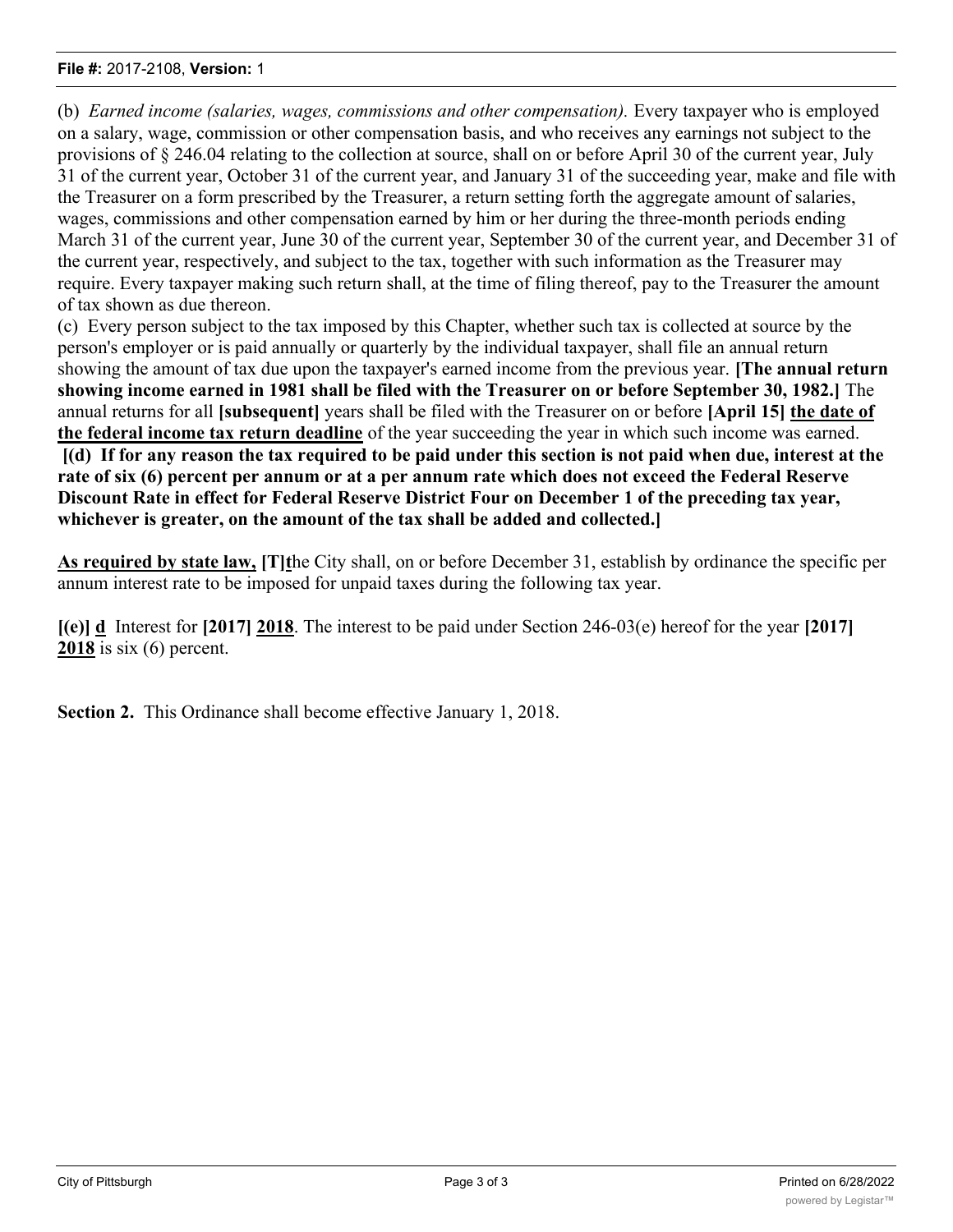(b) *Earned income (salaries, wages, commissions and other compensation).* Every taxpayer who is employed on a salary, wage, commission or other compensation basis, and who receives any earnings not subject to the provisions of § 246.04 relating to the collection at source, shall on or before April 30 of the current year, July 31 of the current year, October 31 of the current year, and January 31 of the succeeding year, make and file with the Treasurer on a form prescribed by the Treasurer, a return setting forth the aggregate amount of salaries, wages, commissions and other compensation earned by him or her during the three-month periods ending March 31 of the current year, June 30 of the current year, September 30 of the current year, and December 31 of the current year, respectively, and subject to the tax, together with such information as the Treasurer may require. Every taxpayer making such return shall, at the time of filing thereof, pay to the Treasurer the amount of tax shown as due thereon.

(c) Every person subject to the tax imposed by this Chapter, whether such tax is collected at source by the person's employer or is paid annually or quarterly by the individual taxpayer, shall file an annual return showing the amount of tax due upon the taxpayer's earned income from the previous year. **[The annual return showing income earned in 1981 shall be filed with the Treasurer on or before September 30, 1982.]** The annual returns for all **[subsequent]** years shall be filed with the Treasurer on or before **[April 15]** <u>**the date of the federal income tax return deadline**</u> of the year succeeding the year in which such income was earned.

**[(d) If for any reason the tax required to be paid under this section is not paid when due, interest at the rate of six (6) percent per annum or at a per annum rate which does not exceed the Federal Reserve Discount Rate in effect for Federal Reserve District Four on December 1 of the preceding tax year, whichever is greater, on the amount of the tax shall be added and collected.]**

<u>**As required by state law,**</u> **[T]**<u>**t**</u>he City shall, on or before December 31, establish by ordinance the specific per annum interest rate to be imposed for unpaid taxes during the following tax year.

**[(e)]** <u>**d**</u> Interest for **[2017]** <u>**2018**</u>. The interest to be paid under Section 246-03(e) hereof for the year **[2017]** <u>**2018**</u> is six (6) percent.

**Section 2.** This Ordinance shall become effective January 1, 2018.